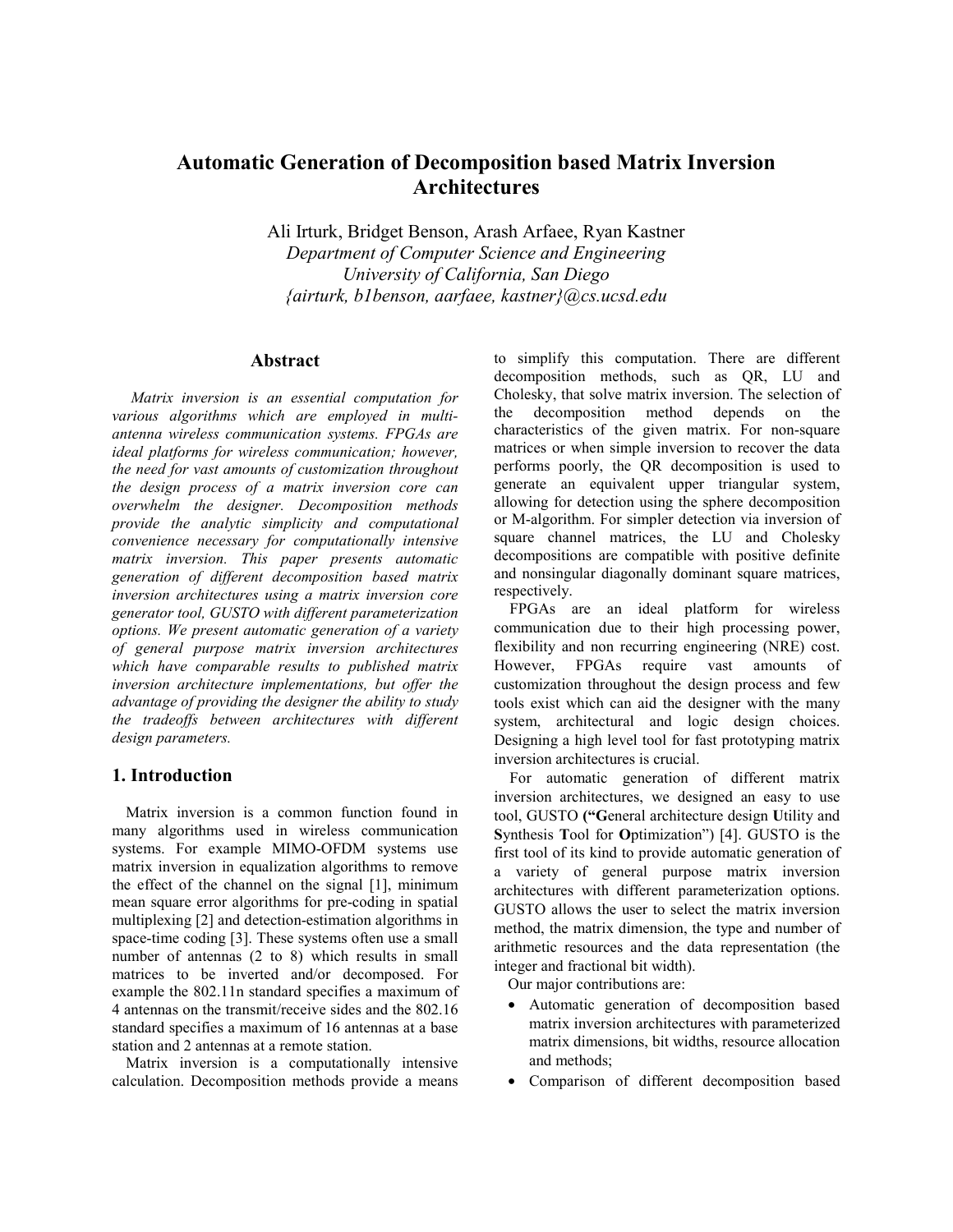# Automatic Generation of Decomposition based Matrix Inversion Architectures

Ali Irturk, Bridget Benson, Arash Arfaee, Ryan Kastner
*Department of Computer Science and Engineering*
*University of California, San Diego*
*{airturk, b1benson, aarfaee, kastner}@cs.ucsd.edu*

## Abstract

*Matrix inversion is an essential computation for various algorithms which are employed in multi-antenna wireless communication systems. FPGAs are ideal platforms for wireless communication; however, the need for vast amounts of customization throughout the design process of a matrix inversion core can overwhelm the designer. Decomposition methods provide the analytic simplicity and computational convenience necessary for computationally intensive matrix inversion. This paper presents automatic generation of different decomposition based matrix inversion architectures using a matrix inversion core generator tool, GUSTO with different parameterization options. We present automatic generation of a variety of general purpose matrix inversion architectures which have comparable results to published matrix inversion architecture implementations, but offer the advantage of providing the designer the ability to study the tradeoffs between architectures with different design parameters.*

## 1. Introduction

Matrix inversion is a common function found in many algorithms used in wireless communication systems. For example MIMO-OFDM systems use matrix inversion in equalization algorithms to remove the effect of the channel on the signal [1], minimum mean square error algorithms for pre-coding in spatial multiplexing [2] and detection-estimation algorithms in space-time coding [3]. These systems often use a small number of antennas (2 to 8) which results in small matrices to be inverted and/or decomposed. For example the 802.11n standard specifies a maximum of 4 antennas on the transmit/receive sides and the 802.16 standard specifies a maximum of 16 antennas at a base station and 2 antennas at a remote station.

Matrix inversion is a computationally intensive calculation. Decomposition methods provide a means to simplify this computation. There are different decomposition methods, such as QR, LU and Cholesky, that solve matrix inversion. The selection of the decomposition method depends on the characteristics of the given matrix. For non-square matrices or when simple inversion to recover the data performs poorly, the QR decomposition is used to generate an equivalent upper triangular system, allowing for detection using the sphere decomposition or M-algorithm. For simpler detection via inversion of square channel matrices, the LU and Cholesky decompositions are compatible with positive definite and nonsingular diagonally dominant square matrices, respectively.

FPGAs are an ideal platform for wireless communication due to their high processing power, flexibility and non recurring engineering (NRE) cost. However, FPGAs require vast amounts of customization throughout the design process and few tools exist which can aid the designer with the many system, architectural and logic design choices. Designing a high level tool for fast prototyping matrix inversion architectures is crucial.

For automatic generation of different matrix inversion architectures, we designed an easy to use tool, GUSTO **("G**eneral architecture design **U**tility and **S**ynthesis **T**ool for **O**ptimization") [4]. GUSTO is the first tool of its kind to provide automatic generation of a variety of general purpose matrix inversion architectures with different parameterization options. GUSTO allows the user to select the matrix inversion method, the matrix dimension, the type and number of arithmetic resources and the data representation (the integer and fractional bit width).

Our major contributions are:

- Automatic generation of decomposition based matrix inversion architectures with parameterized matrix dimensions, bit widths, resource allocation and methods;
- Comparison of different decomposition based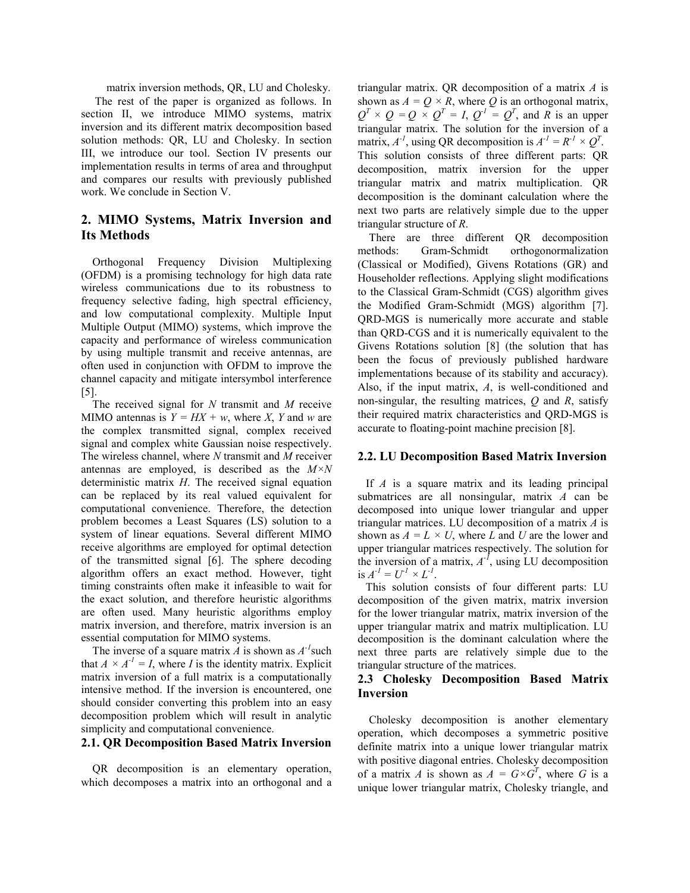matrix inversion methods, QR, LU and Cholesky.

The rest of the paper is organized as follows. In section II, we introduce MIMO systems, matrix inversion and its different matrix decomposition based solution methods: QR, LU and Cholesky. In section III, we introduce our tool. Section IV presents our implementation results in terms of area and throughput and compares our results with previously published work. We conclude in Section V.

## 2. MIMO Systems, Matrix Inversion and Its Methods

Orthogonal Frequency Division Multiplexing (OFDM) is a promising technology for high data rate wireless communications due to its robustness to frequency selective fading, high spectral efficiency, and low computational complexity. Multiple Input Multiple Output (MIMO) systems, which improve the capacity and performance of wireless communication by using multiple transmit and receive antennas, are often used in conjunction with OFDM to improve the channel capacity and mitigate intersymbol interference [5].

The received signal for $N$ transmit and $M$ receive MIMO antennas is $Y = HX + w$, where $X$, $Y$ and $w$ are the complex transmitted signal, complex received signal and complex white Gaussian noise respectively. The wireless channel, where $N$ transmit and $M$ receiver antennas are employed, is described as the $M \times N$ deterministic matrix $H$. The received signal equation can be replaced by its real valued equivalent for computational convenience. Therefore, the detection problem becomes a Least Squares (LS) solution to a system of linear equations. Several different MIMO receive algorithms are employed for optimal detection of the transmitted signal [6]. The sphere decoding algorithm offers an exact method. However, tight timing constraints often make it infeasible to wait for the exact solution, and therefore heuristic algorithms are often used. Many heuristic algorithms employ matrix inversion, and therefore, matrix inversion is an essential computation for MIMO systems.

The inverse of a square matrix $A$ is shown as $A^{-1}$ such that $A \times A^{-1} = I$, where $I$ is the identity matrix. Explicit matrix inversion of a full matrix is a computationally intensive method. If the inversion is encountered, one should consider converting this problem into an easy decomposition problem which will result in analytic simplicity and computational convenience.

### 2.1. QR Decomposition Based Matrix Inversion

QR decomposition is an elementary operation, which decomposes a matrix into an orthogonal and a triangular matrix. QR decomposition of a matrix $A$ is shown as $A = Q \times R$, where $Q$ is an orthogonal matrix, $Q^T \times Q = Q \times Q^T = I$, $Q^{-1} = Q^T$, and $R$ is an upper triangular matrix. The solution for the inversion of a matrix, $A^{-1}$, using QR decomposition is $A^{-1} = R^{-1} \times Q^T$. This solution consists of three different parts: QR decomposition, matrix inversion for the upper triangular matrix and matrix multiplication. QR decomposition is the dominant calculation where the next two parts are relatively simple due to the upper triangular structure of $R$.

There are three different QR decomposition methods: Gram-Schmidt orthogonormalization (Classical or Modified), Givens Rotations (GR) and Householder reflections. Applying slight modifications to the Classical Gram-Schmidt (CGS) algorithm gives the Modified Gram-Schmidt (MGS) algorithm [7]. QRD-MGS is numerically more accurate and stable than QRD-CGS and it is numerically equivalent to the Givens Rotations solution [8] (the solution that has been the focus of previously published hardware implementations because of its stability and accuracy). Also, if the input matrix, $A$, is well-conditioned and non-singular, the resulting matrices, $Q$ and $R$, satisfy their required matrix characteristics and QRD-MGS is accurate to floating-point machine precision [8].

### 2.2. LU Decomposition Based Matrix Inversion

If $A$ is a square matrix and its leading principal submatrices are all nonsingular, matrix $A$ can be decomposed into unique lower triangular and upper triangular matrices. LU decomposition of a matrix $A$ is shown as $A = L \times U$, where $L$ and $U$ are the lower and upper triangular matrices respectively. The solution for the inversion of a matrix, $A^{-1}$, using LU decomposition is $A^{-1} = U^{-1} \times L^{-1}$.

This solution consists of four different parts: LU decomposition of the given matrix, matrix inversion for the lower triangular matrix, matrix inversion of the upper triangular matrix and matrix multiplication. LU decomposition is the dominant calculation where the next three parts are relatively simple due to the triangular structure of the matrices.

### 2.3 Cholesky Decomposition Based Matrix Inversion

Cholesky decomposition is another elementary operation, which decomposes a symmetric positive definite matrix into a unique lower triangular matrix with positive diagonal entries. Cholesky decomposition of a matrix $A$ is shown as $A = G \times G^T$, where $G$ is a unique lower triangular matrix, Cholesky triangle, and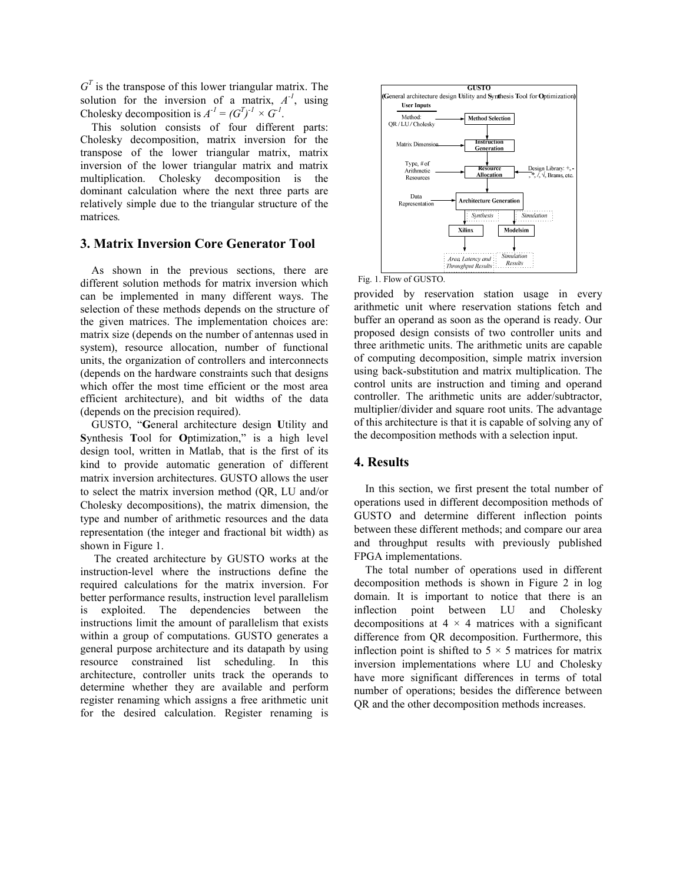$G^T$ is the transpose of this lower triangular matrix. The solution for the inversion of a matrix, $A^{-1}$, using Cholesky decomposition is $A^{-1} = (G^T)^{-1} \times G^{-1}$.

This solution consists of four different parts: Cholesky decomposition, matrix inversion for the transpose of the lower triangular matrix, matrix inversion of the lower triangular matrix and matrix multiplication. Cholesky decomposition is the dominant calculation where the next three parts are relatively simple due to the triangular structure of the matrices.

## 3. Matrix Inversion Core Generator Tool

As shown in the previous sections, there are different solution methods for matrix inversion which can be implemented in many different ways. The selection of these methods depends on the structure of the given matrices. The implementation choices are: matrix size (depends on the number of antennas used in system), resource allocation, number of functional units, the organization of controllers and interconnects (depends on the hardware constraints such that designs which offer the most time efficient or the most area efficient architecture), and bit widths of the data (depends on the precision required).

GUSTO, "**G**eneral architecture design **U**tility and **S**ynthesis **T**ool for **O**ptimization," is a high level design tool, written in Matlab, that is the first of its kind to provide automatic generation of different matrix inversion architectures. GUSTO allows the user to select the matrix inversion method (QR, LU and/or Cholesky decompositions), the matrix dimension, the type and number of arithmetic resources and the data representation (the integer and fractional bit width) as shown in Figure 1.

The created architecture by GUSTO works at the instruction-level where the instructions define the required calculations for the matrix inversion. For better performance results, instruction level parallelism is exploited. The dependencies between the instructions limit the amount of parallelism that exists within a group of computations. GUSTO generates a general purpose architecture and its datapath by using resource constrained list scheduling. In this architecture, controller units track the operands to determine whether they are available and perform register renaming which assigns a free arithmetic unit for the desired calculation. Register renaming is provided by reservation station usage in every arithmetic unit where reservation stations fetch and buffer an operand as soon as the operand is ready. Our proposed design consists of two controller units and three arithmetic units. The arithmetic units are capable of computing decomposition, simple matrix inversion using back-substitution and matrix multiplication. The control units are instruction and timing and operand controller. The arithmetic units are adder/subtractor, multiplier/divider and square root units. The advantage of this architecture is that it is capable of solving any of the decomposition methods with a selection input.

GUSTO
(General architecture design Utility and Synthesis Tool for Optimization)
User Inputs
Method: QR / LU / Cholesky
Method Selection
Matrix Dimension
Instruction Generation
Type, # of Arithmetic Resources
Resource Allocation
Design Library: +, -, *, /, √, Brams, etc.
Data Representation
Architecture Generation
Synthesis
Simulation
Xilinx
Modelsim
Area, Latency and Throughput Results
Simulation Results

Fig. 1. Flow of GUSTO.

## 4. Results

In this section, we first present the total number of operations used in different decomposition methods of GUSTO and determine different inflection points between these different methods; and compare our area and throughput results with previously published FPGA implementations.

The total number of operations used in different decomposition methods is shown in Figure 2 in log domain. It is important to notice that there is an inflection point between LU and Cholesky decompositions at $4 \times 4$ matrices with a significant difference from QR decomposition. Furthermore, this inflection point is shifted to $5 \times 5$ matrices for matrix inversion implementations where LU and Cholesky have more significant differences in terms of total number of operations; besides the difference between QR and the other decomposition methods increases.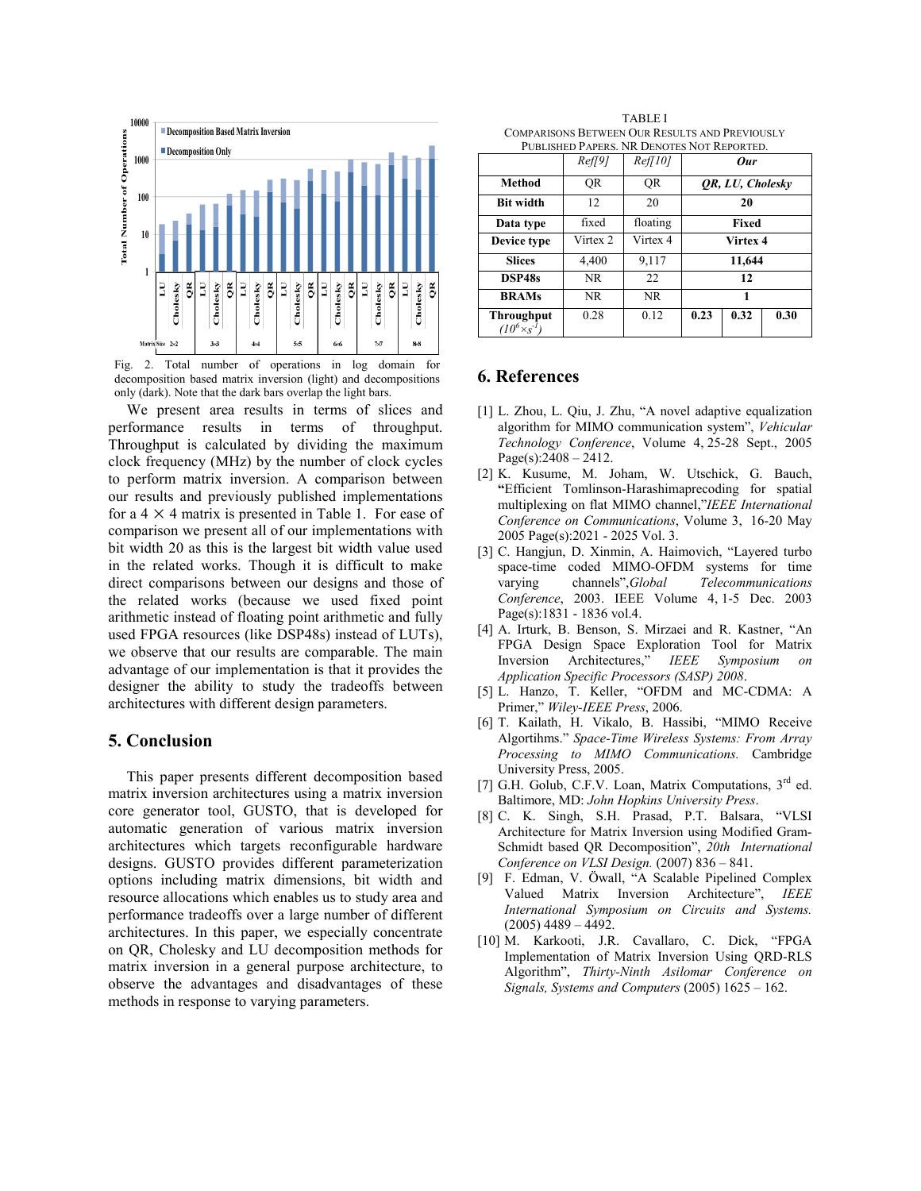10000

Decomposition Based Matrix Inversion

Decomposition Only

Total Number of Operations

1000

100

10

1

LU Cholesky QR LU Cholesky QR LU Cholesky QR LU Cholesky QR LU Cholesky QR LU Cholesky QR LU Cholesky QR

Matrix Size 2×2 3×3 4×4 5×5 6×6 7×7 8×8

Fig. 2. Total number of operations in log domain for decomposition based matrix inversion (light) and decompositions only (dark). Note that the dark bars overlap the light bars.

We present area results in terms of slices and performance results in terms of throughput. Throughput is calculated by dividing the maximum clock frequency (MHz) by the number of clock cycles to perform matrix inversion. A comparison between our results and previously published implementations for a 4 × 4 matrix is presented in Table 1. For ease of comparison we present all of our implementations with bit width 20 as this is the largest bit width value used in the related works. Though it is difficult to make direct comparisons between our designs and those of the related works (because we used fixed point arithmetic instead of floating point arithmetic and fully used FPGA resources (like DSP48s) instead of LUTs), we observe that our results are comparable. The main advantage of our implementation is that it provides the designer the ability to study the tradeoffs between architectures with different design parameters.

## 5. Conclusion

This paper presents different decomposition based matrix inversion architectures using a matrix inversion core generator tool, GUSTO, that is developed for automatic generation of various matrix inversion architectures which targets reconfigurable hardware designs. GUSTO provides different parameterization options including matrix dimensions, bit width and resource allocations which enables us to study area and performance tradeoffs over a large number of different architectures. In this paper, we especially concentrate on QR, Cholesky and LU decomposition methods for matrix inversion in a general purpose architecture, to observe the advantages and disadvantages of these methods in response to varying parameters.

TABLE I
COMPARISONS BETWEEN OUR RESULTS AND PREVIOUSLY PUBLISHED PAPERS. NR DENOTES NOT REPORTED.

| | *Ref[9]* | *Ref[10]* | ***Our*** | | |
|---|---|---|---|---|---|
| **Method** | QR | QR | ***QR, LU, Cholesky*** | | |
| **Bit width** | 12 | 20 | **20** | | |
| **Data type** | fixed | floating | **Fixed** | | |
| **Device type** | Virtex 2 | Virtex 4 | **Virtex 4** | | |
| **Slices** | 4,400 | 9,117 | **11,644** | | |
| **DSP48s** | NR | 22 | **12** | | |
| **BRAMs** | NR | NR | **1** | | |
| **Throughput** *($10^6 \times s^{-1}$)* | 0.28 | 0.12 | **0.23** | **0.32** | **0.30** |

## 6. References

[1] L. Zhou, L. Qiu, J. Zhu, "A novel adaptive equalization algorithm for MIMO communication system", *Vehicular Technology Conference*, Volume 4, 25-28 Sept., 2005 Page(s):2408 – 2412.

[2] K. Kusume, M. Joham, W. Utschick, G. Bauch, "Efficient Tomlinson-Harashimaprecoding for spatial multiplexing on flat MIMO channel,"*IEEE International Conference on Communications*, Volume 3, 16-20 May 2005 Page(s):2021 - 2025 Vol. 3.

[3] C. Hangjun, D. Xinmin, A. Haimovich, "Layered turbo space-time coded MIMO-OFDM systems for time varying channels",*Global Telecommunications Conference*, 2003. IEEE Volume 4, 1-5 Dec. 2003 Page(s):1831 - 1836 vol.4.

[4] A. Irturk, B. Benson, S. Mirzaei and R. Kastner, "An FPGA Design Space Exploration Tool for Matrix Inversion Architectures," *IEEE Symposium on Application Specific Processors (SASP) 2008*.

[5] L. Hanzo, T. Keller, "OFDM and MC-CDMA: A Primer," *Wiley-IEEE Press*, 2006.

[6] T. Kailath, H. Vikalo, B. Hassibi, "MIMO Receive Algortihms." *Space-Time Wireless Systems: From Array Processing to MIMO Communications.* Cambridge University Press, 2005.

[7] G.H. Golub, C.F.V. Loan, Matrix Computations, 3rd ed. Baltimore, MD: *John Hopkins University Press*.

[8] C. K. Singh, S.H. Prasad, P.T. Balsara, "VLSI Architecture for Matrix Inversion using Modified Gram-Schmidt based QR Decomposition", *20th International Conference on VLSI Design.* (2007) 836 – 841.

[9] F. Edman, V. Öwall, "A Scalable Pipelined Complex Valued Matrix Inversion Architecture", *IEEE International Symposium on Circuits and Systems.* (2005) 4489 – 4492.

[10] M. Karkooti, J.R. Cavallaro, C. Dick, "FPGA Implementation of Matrix Inversion Using QRD-RLS Algorithm", *Thirty-Ninth Asilomar Conference on Signals, Systems and Computers* (2005) 1625 – 162.